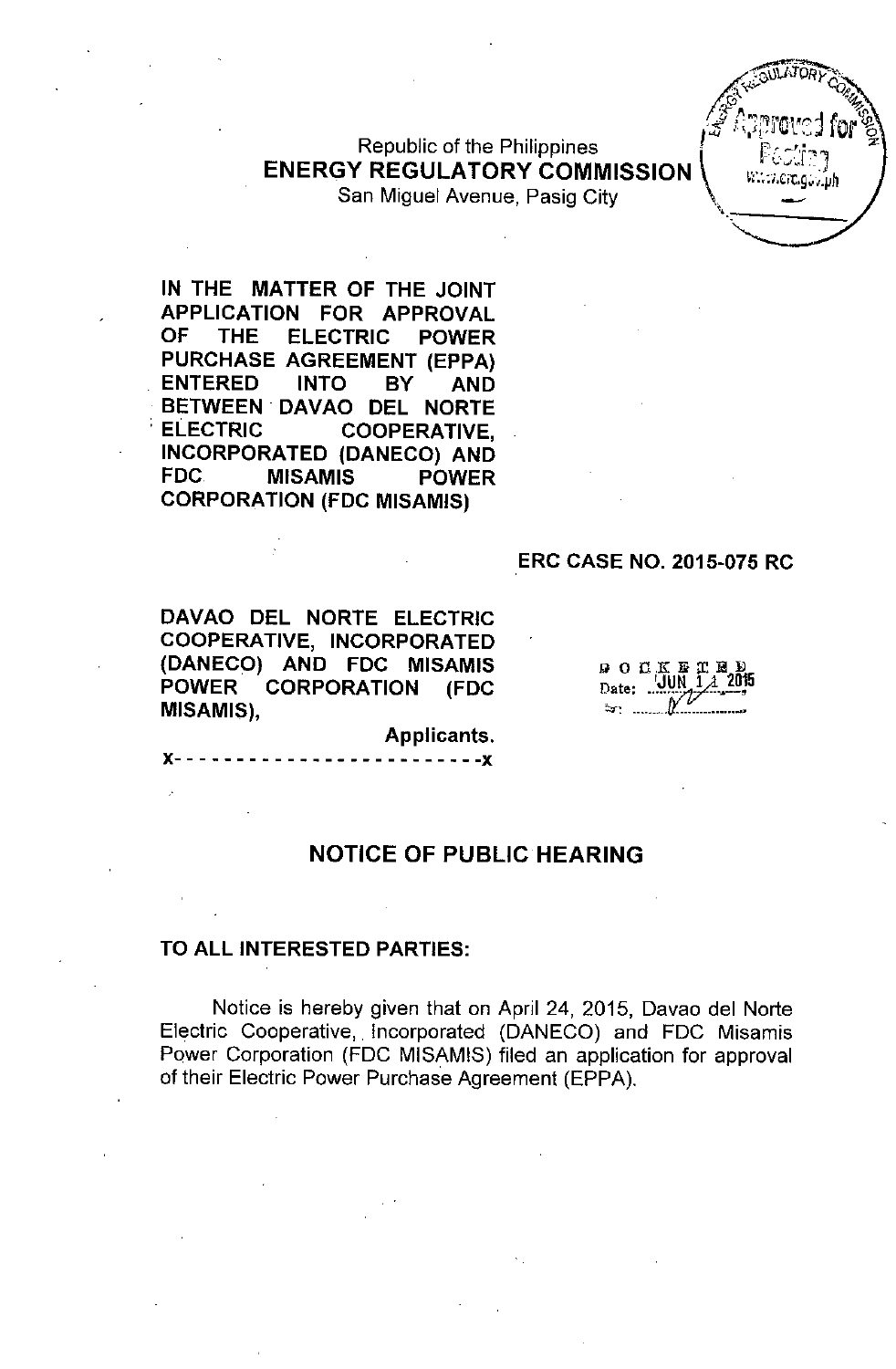Republic of the Philippines
**ENERGY REGULATORY COMMISSION**
San Miguel Avenue, Pasig City

**IN THE MATTER OF THE JOINT APPLICATION FOR APPROVAL OF THE ELECTRIC POWER PURCHASE AGREEMENT (EPPA) ENTERED INTO BY AND BETWEEN DAVAO DEL NORTE ELECTRIC COOPERATIVE, INCORPORATED (DANECO) AND FDC MISAMIS POWER CORPORATION (FDC MISAMIS)**

**ERC CASE NO. 2015-075 RC**

**DAVAO DEL NORTE ELECTRIC COOPERATIVE, INCORPORATED (DANECO) AND FDC MISAMIS POWER CORPORATION (FDC MISAMIS),**

**Applicants.**

x- - - - - - - - - - - - - - - - - - - - - - - -x

DOCKETED
Date: JUN 14 2015

## NOTICE OF PUBLIC HEARING

**TO ALL INTERESTED PARTIES:**

Notice is hereby given that on April 24, 2015, Davao del Norte Electric Cooperative, Incorporated (DANECO) and FDC Misamis Power Corporation (FDC MISAMIS) filed an application for approval of their Electric Power Purchase Agreement (EPPA).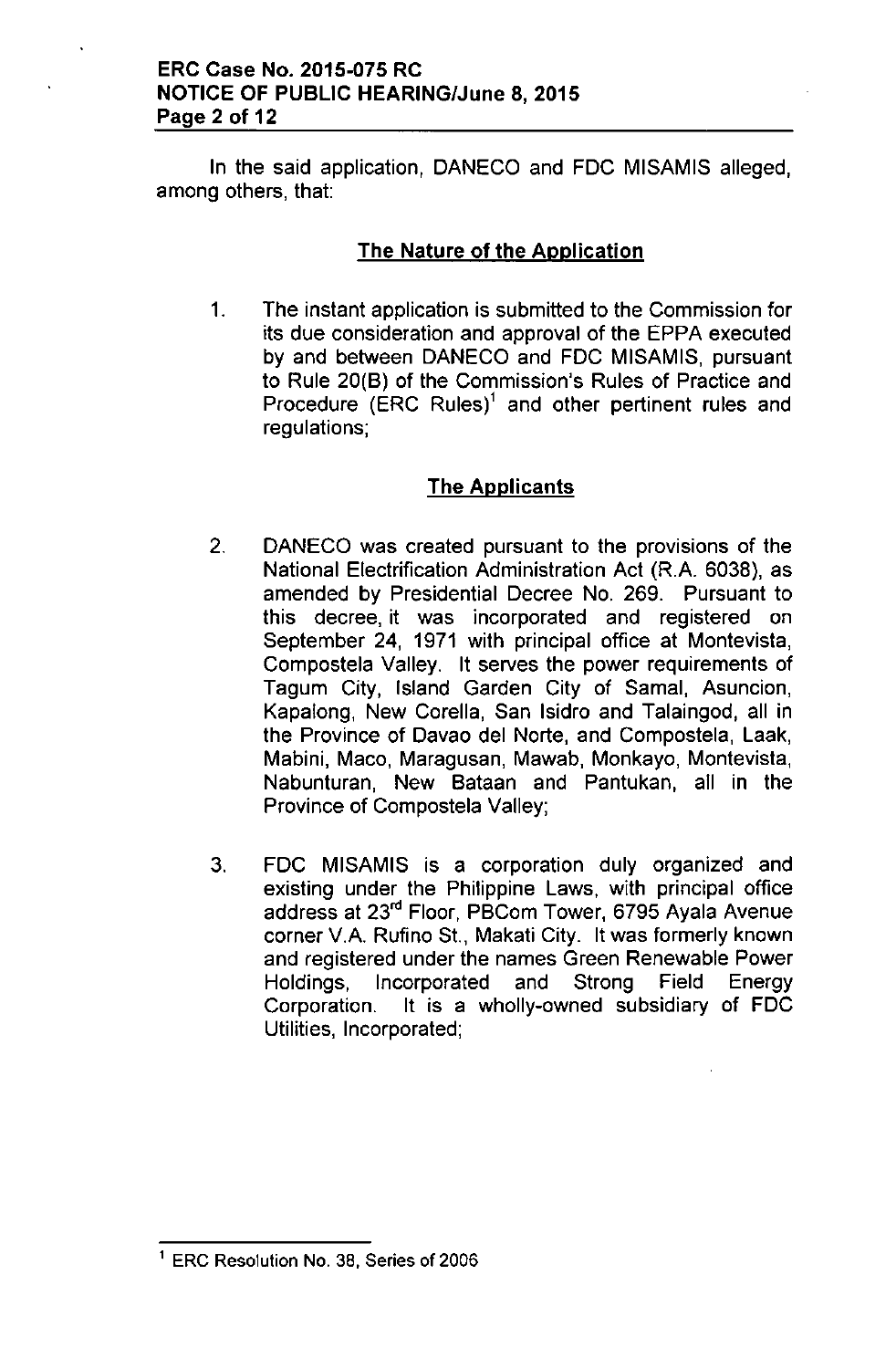In the said application, DANECO and FDC MISAMIS alleged, among others, that:

## The Nature of the Application

1. The instant application is submitted to the Commission for its due consideration and approval of the EPPA executed by and between DANECO and FDC MISAMIS, pursuant to Rule 20(B) of the Commission's Rules of Practice and Procedure (ERC Rules)[1] and other pertinent rules and regulations;

## The Applicants

2. DANECO was created pursuant to the provisions of the National Electrification Administration Act (R.A. 6038), as amended by Presidential Decree No. 269. Pursuant to this decree, it was incorporated and registered on September 24, 1971 with principal office at Montevista, Compostela Valley. It serves the power requirements of Tagum City, Island Garden City of Samal, Asuncion, Kapalong, New Corella, San Isidro and Talaingod, all in the Province of Davao del Norte, and Compostela, Laak, Mabini, Maco, Maragusan, Mawab, Monkayo, Montevista, Nabunturan, New Bataan and Pantukan, all in the Province of Compostela Valley;

3. FDC MISAMIS is a corporation duly organized and existing under the Philippine Laws, with principal office address at 23rd Floor, PBCom Tower, 6795 Ayala Avenue corner V.A. Rufino St., Makati City. It was formerly known and registered under the names Green Renewable Power Holdings, Incorporated and Strong Field Energy Corporation. It is a wholly-owned subsidiary of FDC Utilities, Incorporated;

[1] ERC Resolution No. 38, Series of 2006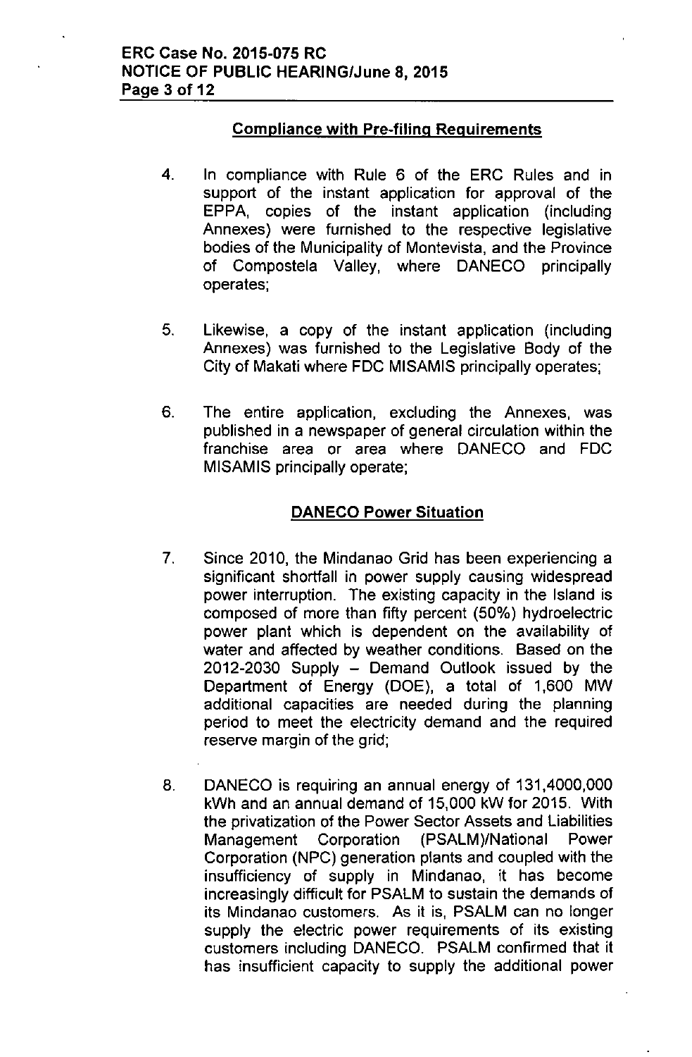## Compliance with Pre-filing Requirements

4. In compliance with Rule 6 of the ERC Rules and in support of the instant application for approval of the EPPA, copies of the instant application (including Annexes) were furnished to the respective legislative bodies of the Municipality of Montevista, and the Province of Compostela Valley, where DANECO principally operates;

5. Likewise, a copy of the instant application (including Annexes) was furnished to the Legislative Body of the City of Makati where FDC MISAMIS principally operates;

6. The entire application, excluding the Annexes, was published in a newspaper of general circulation within the franchise area or area where DANECO and FDC MISAMIS principally operate;

## DANECO Power Situation

7. Since 2010, the Mindanao Grid has been experiencing a significant shortfall in power supply causing widespread power interruption. The existing capacity in the Island is composed of more than fifty percent (50%) hydroelectric power plant which is dependent on the availability of water and affected by weather conditions. Based on the 2012-2030 Supply – Demand Outlook issued by the Department of Energy (DOE), a total of 1,600 MW additional capacities are needed during the planning period to meet the electricity demand and the required reserve margin of the grid;

8. DANECO is requiring an annual energy of 131,4000,000 kWh and an annual demand of 15,000 kW for 2015. With the privatization of the Power Sector Assets and Liabilities Management Corporation (PSALM)/National Power Corporation (NPC) generation plants and coupled with the insufficiency of supply in Mindanao, it has become increasingly difficult for PSALM to sustain the demands of its Mindanao customers. As it is, PSALM can no longer supply the electric power requirements of its existing customers including DANECO. PSALM confirmed that it has insufficient capacity to supply the additional power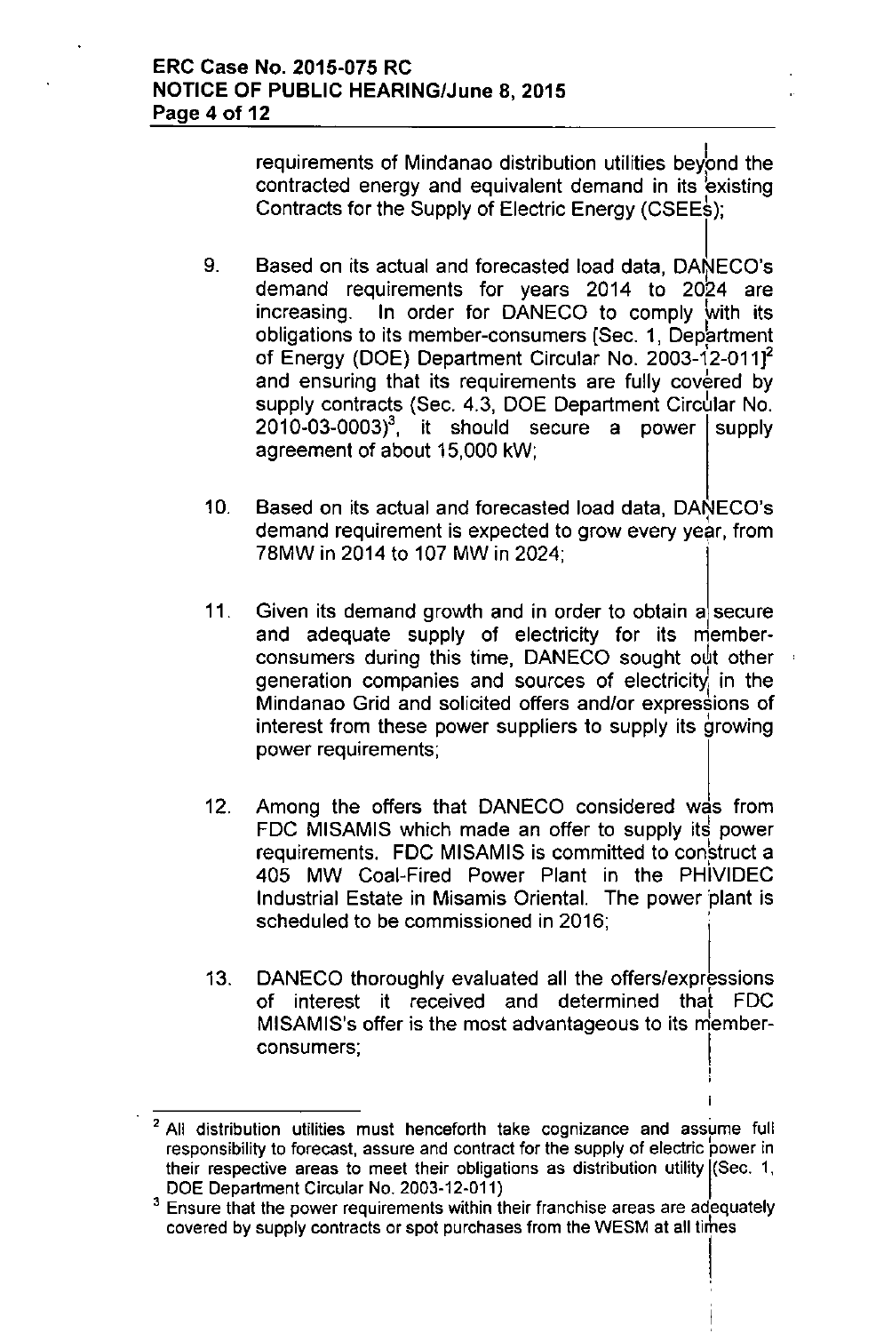requirements of Mindanao distribution utilities beyond the contracted energy and equivalent demand in its existing Contracts for the Supply of Electric Energy (CSEEs);

9. Based on its actual and forecasted load data, DANECO's demand requirements for years 2014 to 2024 are increasing. In order for DANECO to comply with its obligations to its member-consumers [Sec. 1, Department of Energy (DOE) Department Circular No. 2003-12-011][2] and ensuring that its requirements are fully covered by supply contracts (Sec. 4.3, DOE Department Circular No. 2010-03-0003)[3], it should secure a power supply agreement of about 15,000 kW;

10. Based on its actual and forecasted load data, DANECO's demand requirement is expected to grow every year, from 78MW in 2014 to 107 MW in 2024;

11. Given its demand growth and in order to obtain a secure and adequate supply of electricity for its member-consumers during this time, DANECO sought out other generation companies and sources of electricity in the Mindanao Grid and solicited offers and/or expressions of interest from these power suppliers to supply its growing power requirements;

12. Among the offers that DANECO considered was from FDC MISAMIS which made an offer to supply its power requirements. FDC MISAMIS is committed to construct a 405 MW Coal-Fired Power Plant in the PHIVIDEC Industrial Estate in Misamis Oriental. The power plant is scheduled to be commissioned in 2016;

13. DANECO thoroughly evaluated all the offers/expressions of interest it received and determined that FDC MISAMIS's offer is the most advantageous to its member-consumers;

---

[2] All distribution utilities must henceforth take cognizance and assume full responsibility to forecast, assure and contract for the supply of electric power in their respective areas to meet their obligations as distribution utility (Sec. 1, DOE Department Circular No. 2003-12-011)

[3] Ensure that the power requirements within their franchise areas are adequately covered by supply contracts or spot purchases from the WESM at all times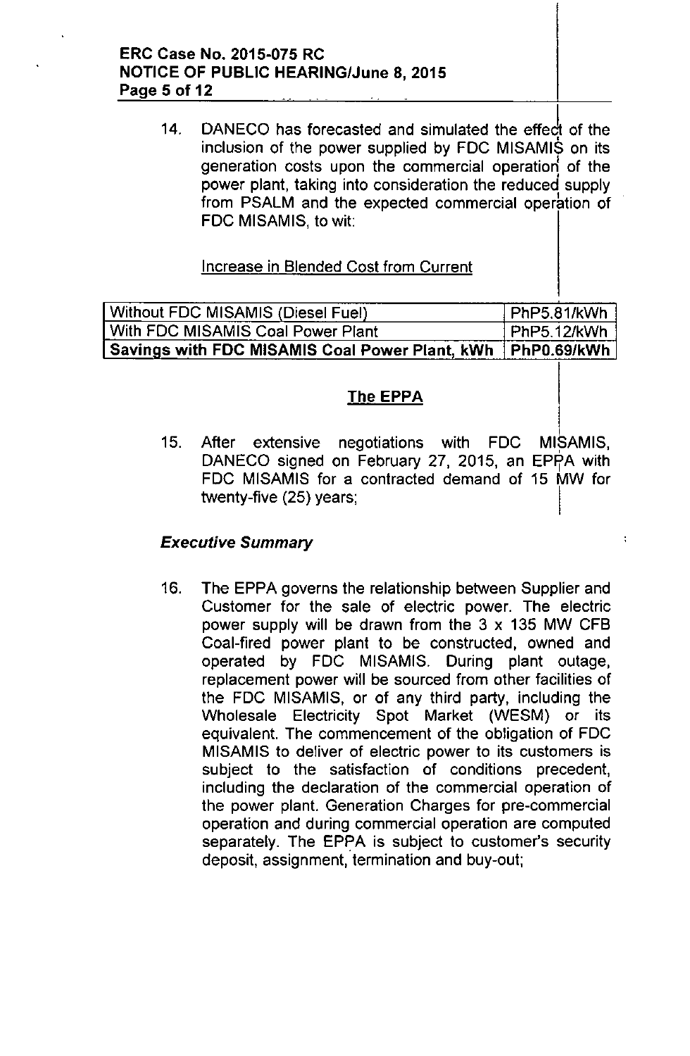14. DANECO has forecasted and simulated the effect of the inclusion of the power supplied by FDC MISAMIS on its generation costs upon the commercial operation of the power plant, taking into consideration the reduced supply from PSALM and the expected commercial operation of FDC MISAMIS, to wit:

Increase in Blended Cost from Current

| | |
|---|---|
| Without FDC MISAMIS (Diesel Fuel) | PhP5.81/kWh |
| With FDC MISAMIS Coal Power Plant | PhP5.12/kWh |
| **Savings with FDC MISAMIS Coal Power Plant, kWh** | **PhP0.69/kWh** |

## The EPPA

15. After extensive negotiations with FDC MISAMIS, DANECO signed on February 27, 2015, an EPPA with FDC MISAMIS for a contracted demand of 15 MW for twenty-five (25) years;

### *Executive Summary*

16. The EPPA governs the relationship between Supplier and Customer for the sale of electric power. The electric power supply will be drawn from the 3 x 135 MW CFB Coal-fired power plant to be constructed, owned and operated by FDC MISAMIS. During plant outage, replacement power will be sourced from other facilities of the FDC MISAMIS, or of any third party, including the Wholesale Electricity Spot Market (WESM) or its equivalent. The commencement of the obligation of FDC MISAMIS to deliver of electric power to its customers is subject to the satisfaction of conditions precedent, including the declaration of the commercial operation of the power plant. Generation Charges for pre-commercial operation and during commercial operation are computed separately. The EPPA is subject to customer's security deposit, assignment, termination and buy-out;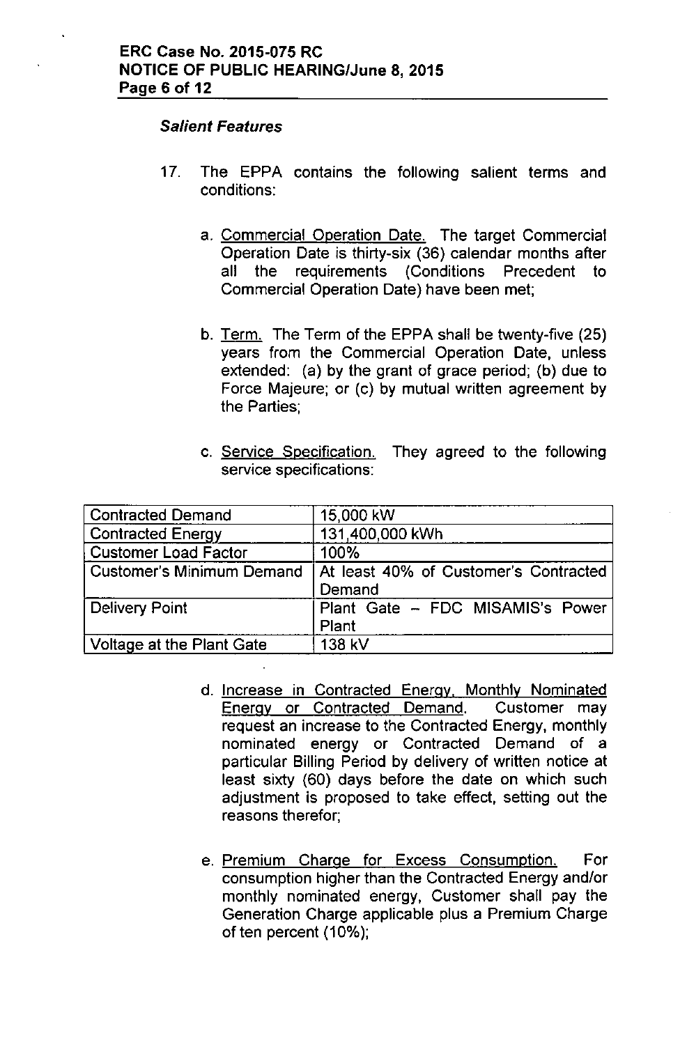*Salient Features*

17. The EPPA contains the following salient terms and conditions:

    a. Commercial Operation Date. The target Commercial Operation Date is thirty-six (36) calendar months after all the requirements (Conditions Precedent to Commercial Operation Date) have been met;

    b. Term. The Term of the EPPA shall be twenty-five (25) years from the Commercial Operation Date, unless extended: (a) by the grant of grace period; (b) due to Force Majeure; or (c) by mutual written agreement by the Parties;

    c. Service Specification. They agreed to the following service specifications:

| Contracted Demand | 15,000 kW |
|---|---|
| Contracted Energy | 131,400,000 kWh |
| Customer Load Factor | 100% |
| Customer's Minimum Demand | At least 40% of Customer's Contracted Demand |
| Delivery Point | Plant Gate – FDC MISAMIS's Power Plant |
| Voltage at the Plant Gate | 138 kV |

    d. Increase in Contracted Energy, Monthly Nominated Energy or Contracted Demand. Customer may request an increase to the Contracted Energy, monthly nominated energy or Contracted Demand of a particular Billing Period by delivery of written notice at least sixty (60) days before the date on which such adjustment is proposed to take effect, setting out the reasons therefor;

    e. Premium Charge for Excess Consumption. For consumption higher than the Contracted Energy and/or monthly nominated energy, Customer shall pay the Generation Charge applicable plus a Premium Charge of ten percent (10%);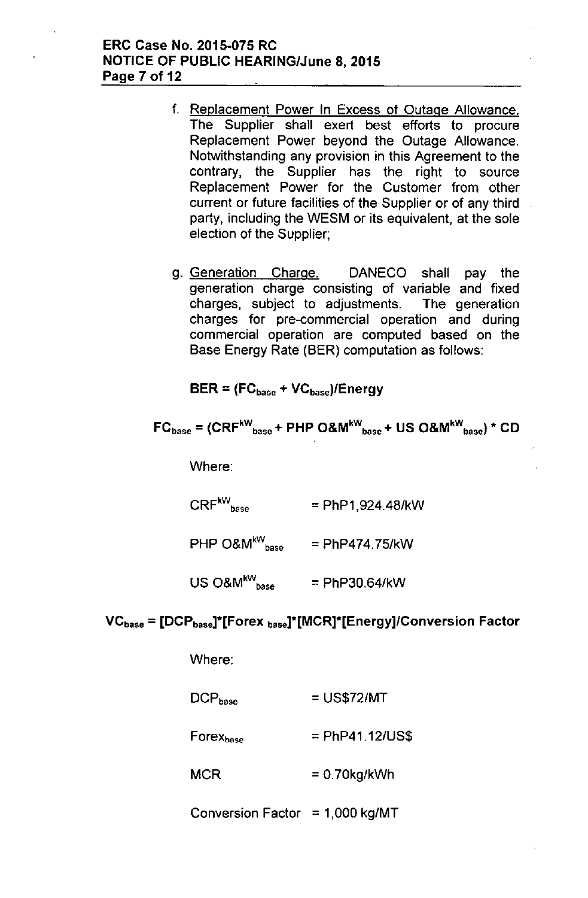f. <u>Replacement Power In Excess of Outage Allowance.</u> The Supplier shall exert best efforts to procure Replacement Power beyond the Outage Allowance. Notwithstanding any provision in this Agreement to the contrary, the Supplier has the right to source Replacement Power for the Customer from other current or future facilities of the Supplier or of any third party, including the WESM or its equivalent, at the sole election of the Supplier;

g. <u>Generation Charge.</u> DANECO shall pay the generation charge consisting of variable and fixed charges, subject to adjustments. The generation charges for pre-commercial operation and during commercial operation are computed based on the Base Energy Rate (BER) computation as follows:

$$\mathbf{BER = (FC_{base} + VC_{base})/Energy}$$

$$\mathbf{FC_{base} = (CRF^{kW}_{base} + PHP\ O\&M^{kW}_{base} + US\ O\&M^{kW}_{base}) * CD}$$

Where:

$CRF^{kW}_{base}$ = PhP1,924.48/kW

PHP $O\&M^{kW}_{base}$ = PhP474.75/kW

US $O\&M^{kW}_{base}$ = PhP30.64/kW

$$\mathbf{VC_{base} = [DCP_{base}]*[Forex_{base}]*[MCR]*[Energy]/Conversion\ Factor}$$

Where:

$DCP_{base}$ = US$72/MT

$Forex_{base}$ = PhP41.12/US$

MCR = 0.70kg/kWh

Conversion Factor = 1,000 kg/MT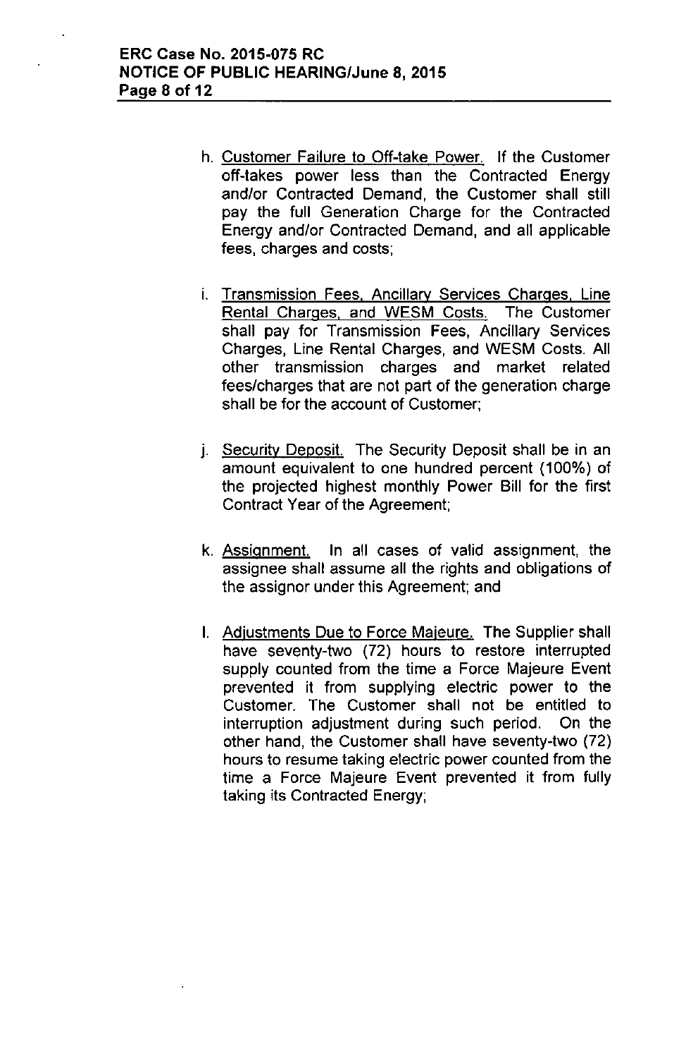h. Customer Failure to Off-take Power. If the Customer off-takes power less than the Contracted Energy and/or Contracted Demand, the Customer shall still pay the full Generation Charge for the Contracted Energy and/or Contracted Demand, and all applicable fees, charges and costs;

i. Transmission Fees, Ancillary Services Charges, Line Rental Charges, and WESM Costs. The Customer shall pay for Transmission Fees, Ancillary Services Charges, Line Rental Charges, and WESM Costs. All other transmission charges and market related fees/charges that are not part of the generation charge shall be for the account of Customer;

j. Security Deposit. The Security Deposit shall be in an amount equivalent to one hundred percent (100%) of the projected highest monthly Power Bill for the first Contract Year of the Agreement;

k. Assignment. In all cases of valid assignment, the assignee shall assume all the rights and obligations of the assignor under this Agreement; and

l. Adjustments Due to Force Majeure. The Supplier shall have seventy-two (72) hours to restore interrupted supply counted from the time a Force Majeure Event prevented it from supplying electric power to the Customer. The Customer shall not be entitled to interruption adjustment during such period. On the other hand, the Customer shall have seventy-two (72) hours to resume taking electric power counted from the time a Force Majeure Event prevented it from fully taking its Contracted Energy;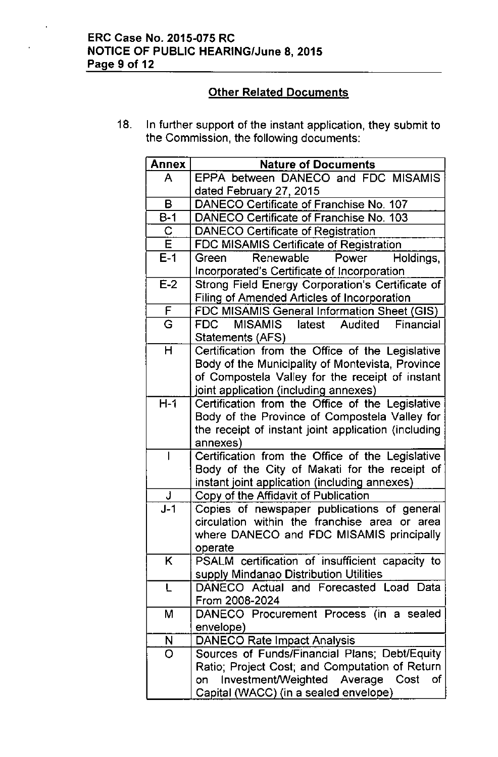## Other Related Documents

18. In further support of the instant application, they submit to the Commission, the following documents:

| Annex | Nature of Documents |
|---|---|
| A | EPPA between DANECO and FDC MISAMIS dated February 27, 2015 |
| B | DANECO Certificate of Franchise No. 107 |
| B-1 | DANECO Certificate of Franchise No. 103 |
| C | DANECO Certificate of Registration |
| E | FDC MISAMIS Certificate of Registration |
| E-1 | Green Renewable Power Holdings, Incorporated's Certificate of Incorporation |
| E-2 | Strong Field Energy Corporation's Certificate of Filing of Amended Articles of Incorporation |
| F | FDC MISAMIS General Information Sheet (GIS) |
| G | FDC MISAMIS latest Audited Financial Statements (AFS) |
| H | Certification from the Office of the Legislative Body of the Municipality of Montevista, Province of Compostela Valley for the receipt of instant joint application (including annexes) |
| H-1 | Certification from the Office of the Legislative Body of the Province of Compostela Valley for the receipt of instant joint application (including annexes) |
| I | Certification from the Office of the Legislative Body of the City of Makati for the receipt of instant joint application (including annexes) |
| J | Copy of the Affidavit of Publication |
| J-1 | Copies of newspaper publications of general circulation within the franchise area or area where DANECO and FDC MISAMIS principally operate |
| K | PSALM certification of insufficient capacity to supply Mindanao Distribution Utilities |
| L | DANECO Actual and Forecasted Load Data From 2008-2024 |
| M | DANECO Procurement Process (in a sealed envelope) |
| N | DANECO Rate Impact Analysis |
| O | Sources of Funds/Financial Plans; Debt/Equity Ratio; Project Cost; and Computation of Return on Investment/Weighted Average Cost of Capital (WACC) (in a sealed envelope) |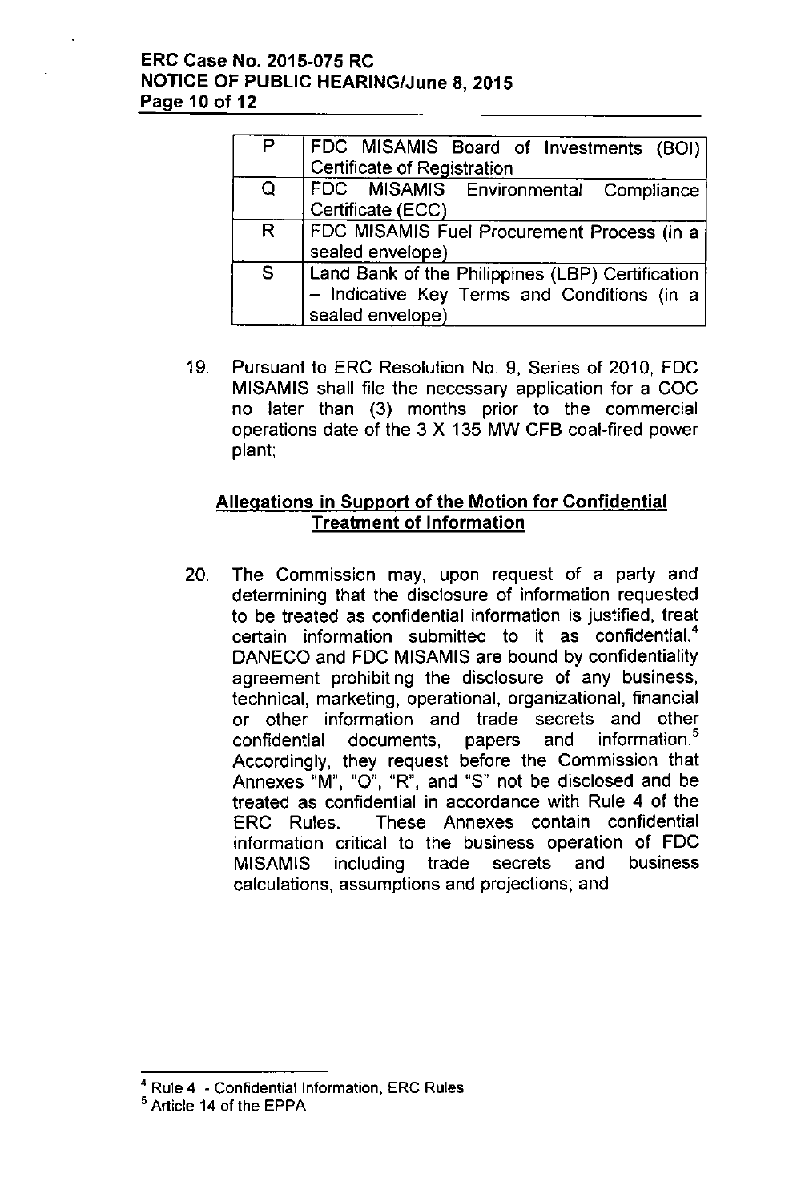| P | FDC MISAMIS Board of Investments (BOI) Certificate of Registration |
|---|---|
| Q | FDC MISAMIS Environmental Compliance Certificate (ECC) |
| R | FDC MISAMIS Fuel Procurement Process (in a sealed envelope) |
| S | Land Bank of the Philippines (LBP) Certification – Indicative Key Terms and Conditions (in a sealed envelope) |

19. Pursuant to ERC Resolution No. 9, Series of 2010, FDC MISAMIS shall file the necessary application for a COC no later than (3) months prior to the commercial operations date of the 3 X 135 MW CFB coal-fired power plant;

## Allegations in Support of the Motion for Confidential Treatment of Information

20. The Commission may, upon request of a party and determining that the disclosure of information requested to be treated as confidential information is justified, treat certain information submitted to it as confidential.[4] DANECO and FDC MISAMIS are bound by confidentiality agreement prohibiting the disclosure of any business, technical, marketing, operational, organizational, financial or other information and trade secrets and other confidential documents, papers and information.[5] Accordingly, they request before the Commission that Annexes "M", "O", "R", and "S" not be disclosed and be treated as confidential in accordance with Rule 4 of the ERC Rules. These Annexes contain confidential information critical to the business operation of FDC MISAMIS including trade secrets and business calculations, assumptions and projections; and

---

[4] Rule 4 - Confidential Information, ERC Rules

[5] Article 14 of the EPPA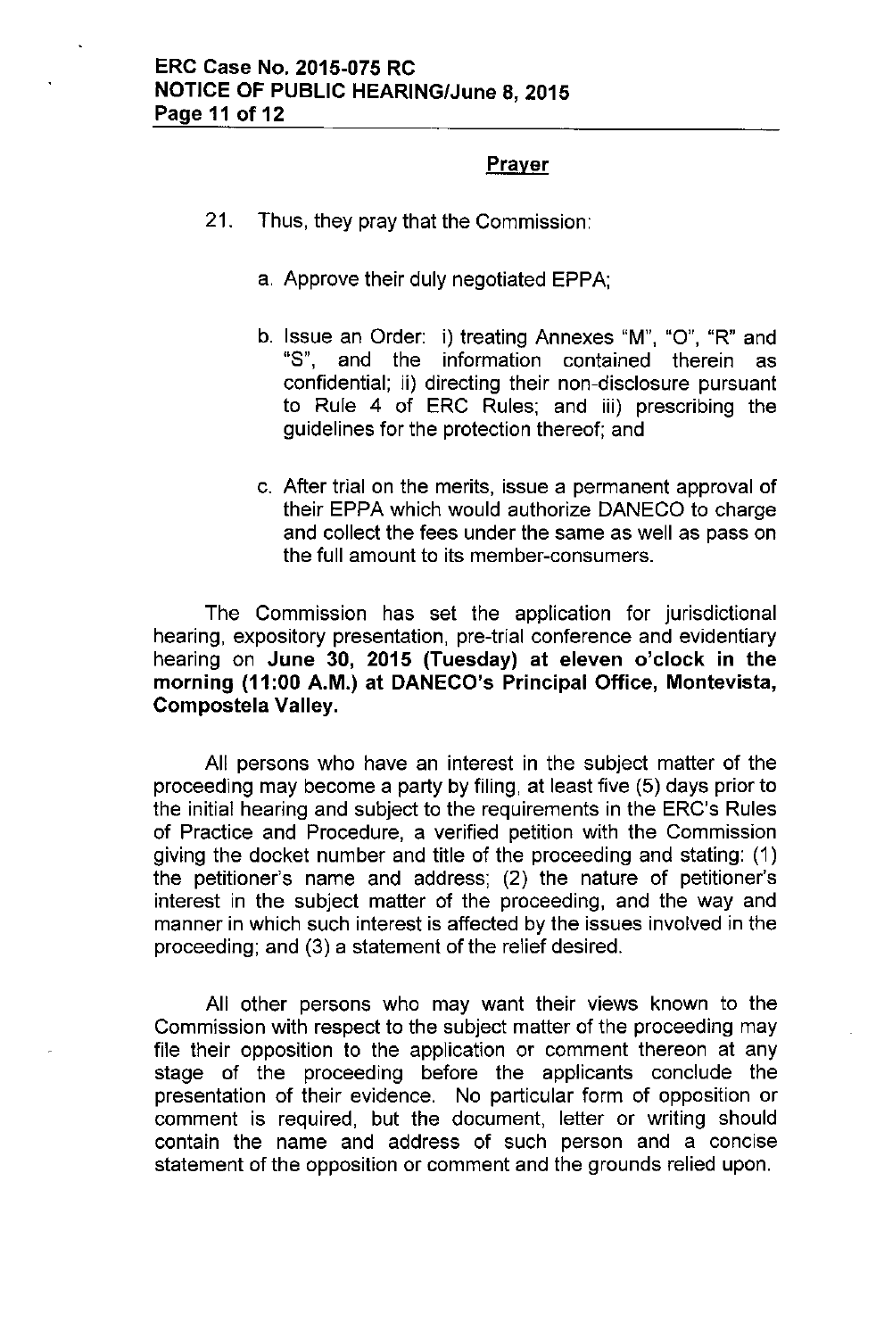## Prayer

21. Thus, they pray that the Commission:

    a. Approve their duly negotiated EPPA;

    b. Issue an Order: i) treating Annexes "M", "O", "R" and "S", and the information contained therein as confidential; ii) directing their non-disclosure pursuant to Rule 4 of ERC Rules; and iii) prescribing the guidelines for the protection thereof; and

    c. After trial on the merits, issue a permanent approval of their EPPA which would authorize DANECO to charge and collect the fees under the same as well as pass on the full amount to its member-consumers.

The Commission has set the application for jurisdictional hearing, expository presentation, pre-trial conference and evidentiary hearing on **June 30, 2015 (Tuesday) at eleven o'clock in the morning (11:00 A.M.) at DANECO's Principal Office, Montevista, Compostela Valley.**

All persons who have an interest in the subject matter of the proceeding may become a party by filing, at least five (5) days prior to the initial hearing and subject to the requirements in the ERC's Rules of Practice and Procedure, a verified petition with the Commission giving the docket number and title of the proceeding and stating: (1) the petitioner's name and address; (2) the nature of petitioner's interest in the subject matter of the proceeding, and the way and manner in which such interest is affected by the issues involved in the proceeding; and (3) a statement of the relief desired.

All other persons who may want their views known to the Commission with respect to the subject matter of the proceeding may file their opposition to the application or comment thereon at any stage of the proceeding before the applicants conclude the presentation of their evidence. No particular form of opposition or comment is required, but the document, letter or writing should contain the name and address of such person and a concise statement of the opposition or comment and the grounds relied upon.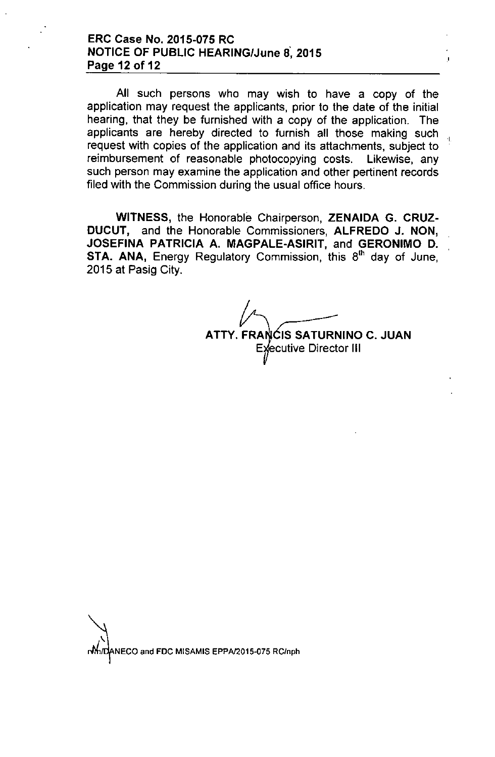All such persons who may wish to have a copy of the application may request the applicants, prior to the date of the initial hearing, that they be furnished with a copy of the application. The applicants are hereby directed to furnish all those making such request with copies of the application and its attachments, subject to reimbursement of reasonable photocopying costs. Likewise, any such person may examine the application and other pertinent records filed with the Commission during the usual office hours.

**WITNESS,** the Honorable Chairperson, **ZENAIDA G. CRUZ-DUCUT,** and the Honorable Commissioners, **ALFREDO J. NON, JOSEFINA PATRICIA A. MAGPALE-ASIRIT,** and **GERONIMO D. STA. ANA,** Energy Regulatory Commission, this 8th day of June, 2015 at Pasig City.

**ATTY. FRANCIS SATURNINO C. JUAN**
Executive Director III

nm/DANECO and FDC MISAMIS EPPA/2015-075 RC/nph